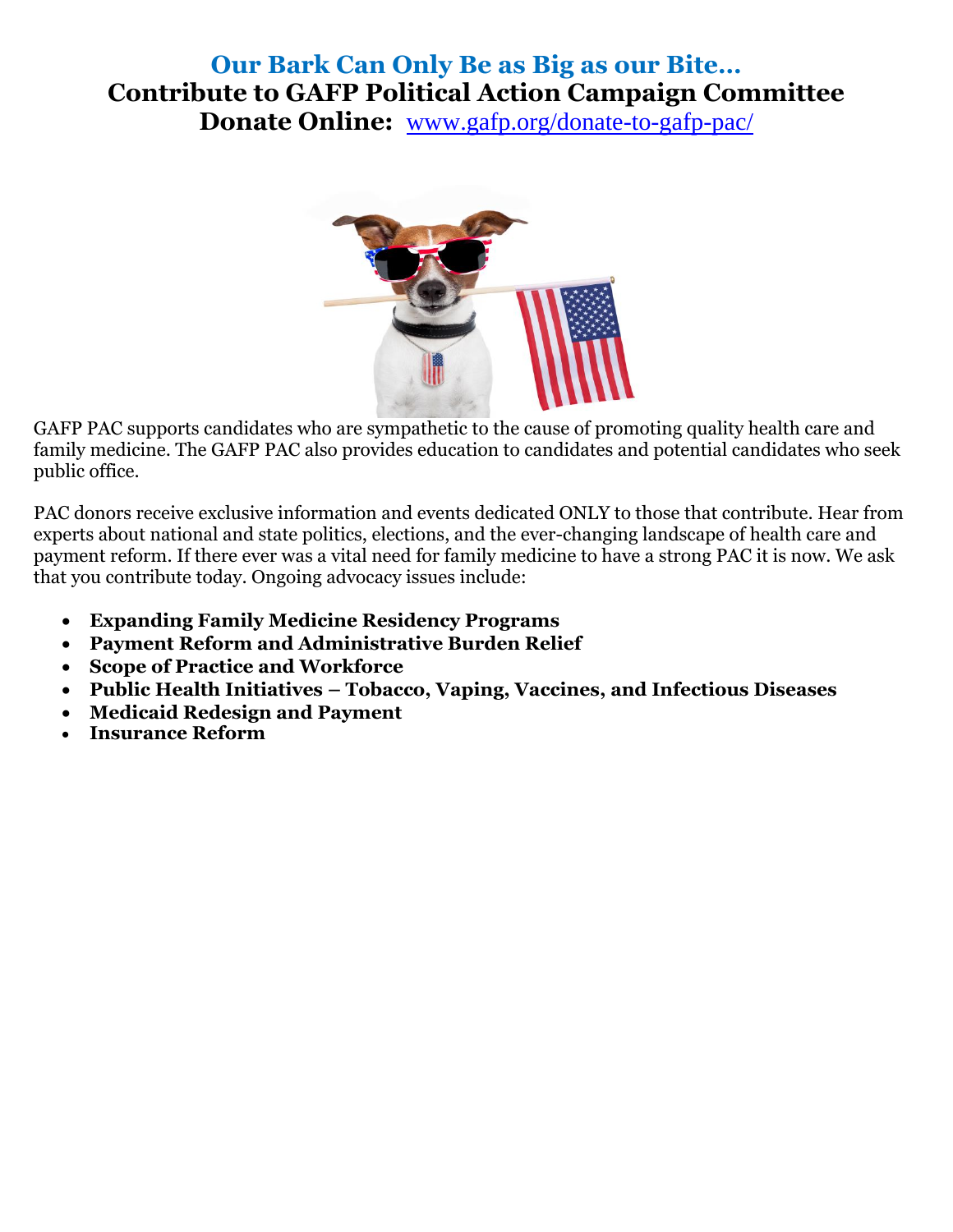# Our Bark Can Only Be as Big as our Bite...

## Contribute to GAFP Political Action Campaign Committee

## Donate Online: www.gafp.org/donate-to-gafp-pac/

GAFP PAC supports candidates who are sympathetic to the cause of promoting quality health care and family medicine. The GAFP PAC also provides education to candidates and potential candidates who seek public office.

PAC donors receive exclusive information and events dedicated ONLY to those that contribute. Hear from experts about national and state politics, elections, and the ever-changing landscape of health care and payment reform. If there ever was a vital need for family medicine to have a strong PAC it is now. We ask that you contribute today. Ongoing advocacy issues include:

- **Expanding Family Medicine Residency Programs**
- **Payment Reform and Administrative Burden Relief**
- **Scope of Practice and Workforce**
- **Public Health Initiatives – Tobacco, Vaping, Vaccines, and Infectious Diseases**
- **Medicaid Redesign and Payment**
- **Insurance Reform**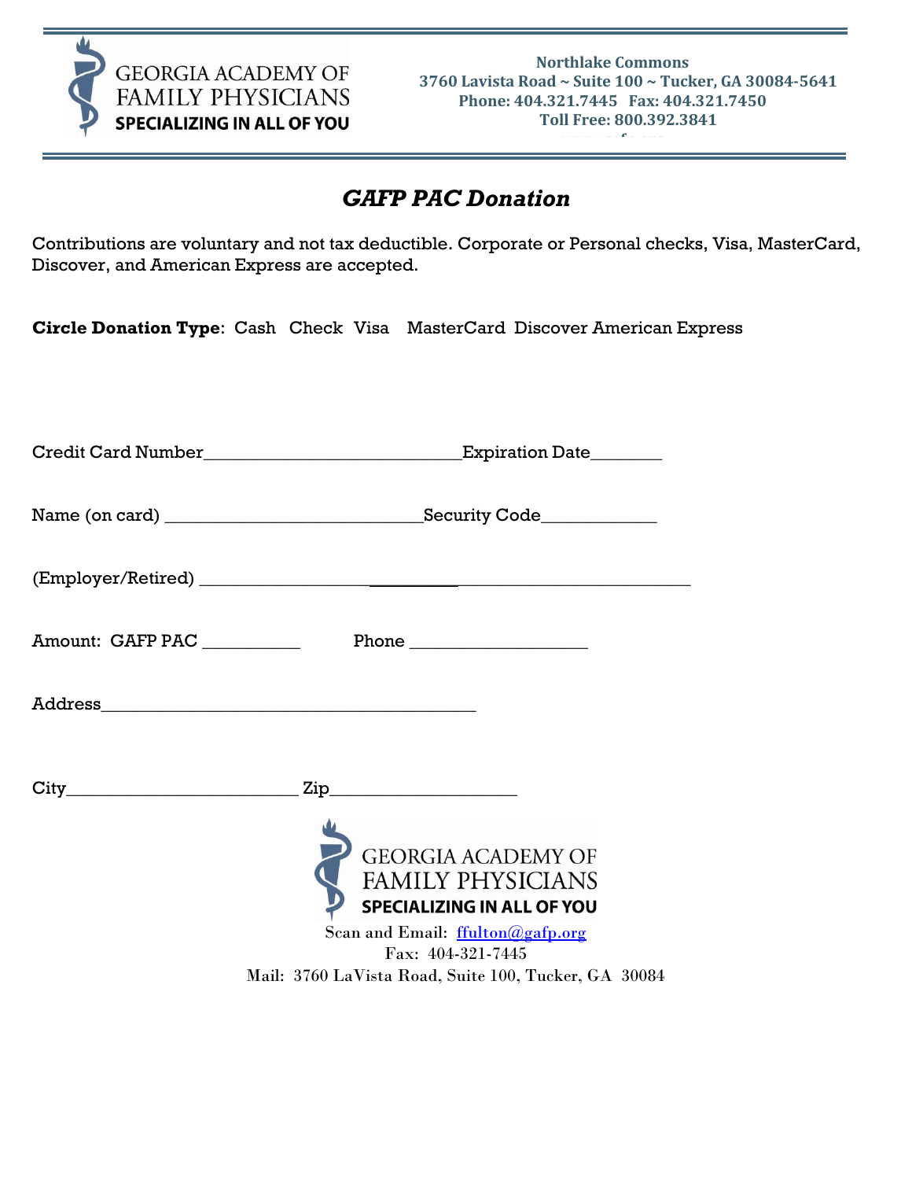GEORGIA ACADEMY OF FAMILY PHYSICIANS
SPECIALIZING IN ALL OF YOU

**Northlake Commons**
**3760 Lavista Road ~ Suite 100 ~ Tucker, GA 30084-5641**
**Phone: 404.321.7445 Fax: 404.321.7450**
**Toll Free: 800.392.3841**

## *GAFP PAC Donation*

Contributions are voluntary and not tax deductible. Corporate or Personal checks, Visa, MasterCard, Discover, and American Express are accepted.

**Circle Donation Type**: Cash Check Visa MasterCard Discover American Express

Credit Card Number____________________________Expiration Date________

Name (on card) ____________________________Security Code____________

(Employer/Retired) ____________________________________________________

Amount: GAFP PAC __________ Phone ___________________

Address________________________________________

City_________________________ Zip____________________

GEORGIA ACADEMY OF FAMILY PHYSICIANS
SPECIALIZING IN ALL OF YOU

Scan and Email: ffulton@gafp.org
Fax: 404-321-7445
Mail: 3760 LaVista Road, Suite 100, Tucker, GA 30084